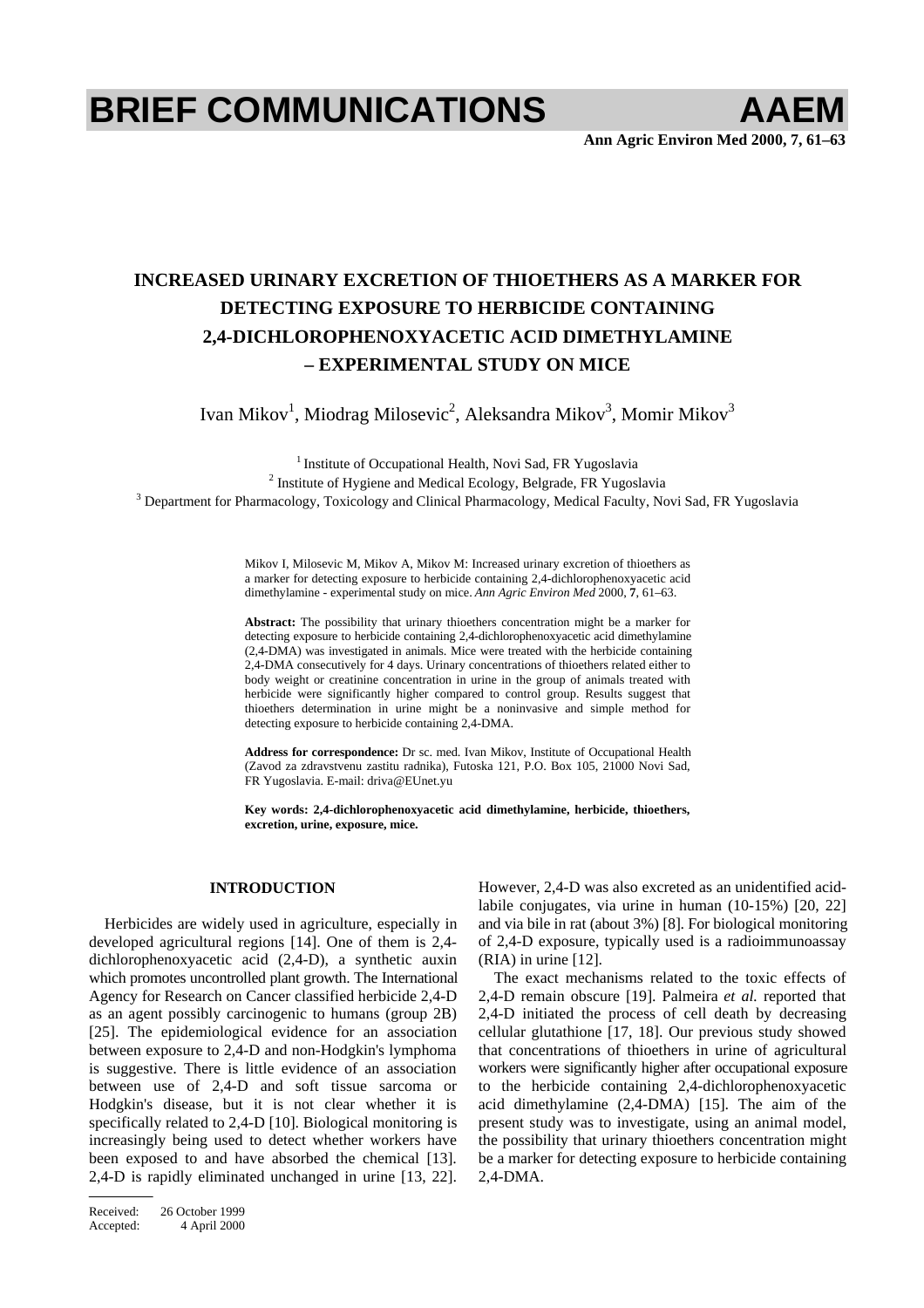# BRIEF COMMUNICATIONS

## INCREASED URINARY EXCRETION OF THIOETHERS AS A MARKER FOR DETECTING EXPOSURE TO HERBICIDE CONTAINING 2,4-DICHLOROPHENOXYACETIC ACID DIMETHYLAMINE – EXPERIMENTAL STUDY ON MICE

Ivan Mikov[1], Miodrag Milosevic[2], Aleksandra Mikov[3], Momir Mikov[3]

[1] Institute of Occupational Health, Novi Sad, FR Yugoslavia
[2] Institute of Hygiene and Medical Ecology, Belgrade, FR Yugoslavia
[3] Department for Pharmacology, Toxicology and Clinical Pharmacology, Medical Faculty, Novi Sad, FR Yugoslavia

Mikov I, Milosevic M, Mikov A, Mikov M: Increased urinary excretion of thioethers as a marker for detecting exposure to herbicide containing 2,4-dichlorophenoxyacetic acid dimethylamine - experimental study on mice. *Ann Agric Environ Med* 2000, **7**, 61–63.

**Abstract:** The possibility that urinary thioethers concentration might be a marker for detecting exposure to herbicide containing 2,4-dichlorophenoxyacetic acid dimethylamine (2,4-DMA) was investigated in animals. Mice were treated with the herbicide containing 2,4-DMA consecutively for 4 days. Urinary concentrations of thioethers related either to body weight or creatinine concentration in urine in the group of animals treated with herbicide were significantly higher compared to control group. Results suggest that thioethers determination in urine might be a noninvasive and simple method for detecting exposure to herbicide containing 2,4-DMA.

**Address for correspondence:** Dr sc. med. Ivan Mikov, Institute of Occupational Health (Zavod za zdravstvenu zastitu radnika), Futoska 121, P.O. Box 105, 21000 Novi Sad, FR Yugoslavia. E-mail: driva@EUnet.yu

**Key words: 2,4-dichlorophenoxyacetic acid dimethylamine, herbicide, thioethers, excretion, urine, exposure, mice.**

### INTRODUCTION

Herbicides are widely used in agriculture, especially in developed agricultural regions [14]. One of them is 2,4-dichlorophenoxyacetic acid (2,4-D), a synthetic auxin which promotes uncontrolled plant growth. The International Agency for Research on Cancer classified herbicide 2,4-D as an agent possibly carcinogenic to humans (group 2B) [25]. The epidemiological evidence for an association between exposure to 2,4-D and non-Hodgkin's lymphoma is suggestive. There is little evidence of an association between use of 2,4-D and soft tissue sarcoma or Hodgkin's disease, but it is not clear whether it is specifically related to 2,4-D [10]. Biological monitoring is increasingly being used to detect whether workers have been exposed to and have absorbed the chemical [13]. 2,4-D is rapidly eliminated unchanged in urine [13, 22]. However, 2,4-D was also excreted as an unidentified acid-labile conjugates, via urine in human (10-15%) [20, 22] and via bile in rat (about 3%) [8]. For biological monitoring of 2,4-D exposure, typically used is a radioimmunoassay (RIA) in urine [12].

The exact mechanisms related to the toxic effects of 2,4-D remain obscure [19]. Palmeira *et al.* reported that 2,4-D initiated the process of cell death by decreasing cellular glutathione [17, 18]. Our previous study showed that concentrations of thioethers in urine of agricultural workers were significantly higher after occupational exposure to the herbicide containing 2,4-dichlorophenoxyacetic acid dimethylamine (2,4-DMA) [15]. The aim of the present study was to investigate, using an animal model, the possibility that urinary thioethers concentration might be a marker for detecting exposure to herbicide containing 2,4-DMA.

Received: 26 October 1999
Accepted: 4 April 2000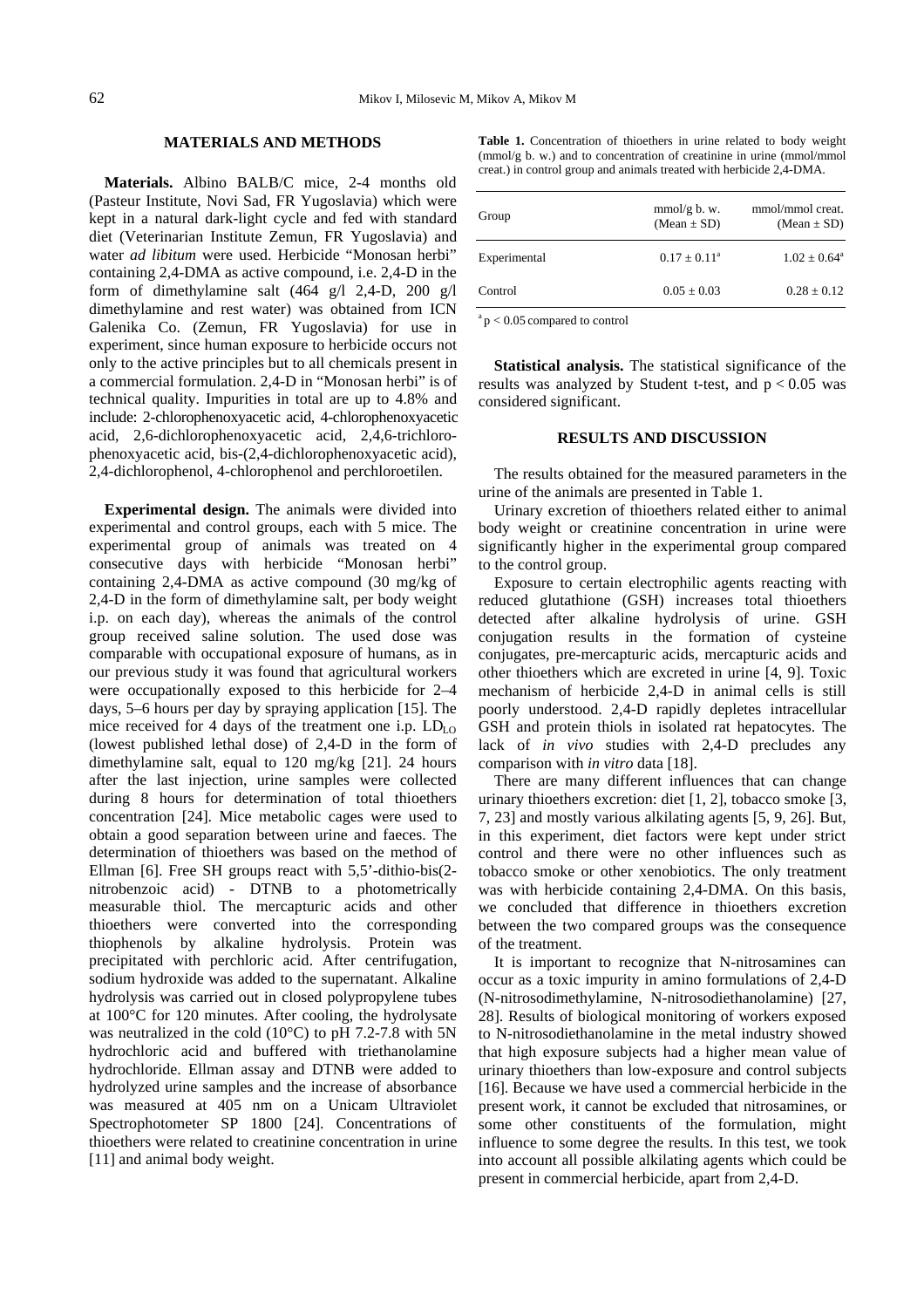## MATERIALS AND METHODS

**Materials.** Albino BALB/C mice, 2-4 months old (Pasteur Institute, Novi Sad, FR Yugoslavia) which were kept in a natural dark-light cycle and fed with standard diet (Veterinarian Institute Zemun, FR Yugoslavia) and water *ad libitum* were used. Herbicide "Monosan herbi" containing 2,4-DMA as active compound, i.e. 2,4-D in the form of dimethylamine salt (464 g/l 2,4-D, 200 g/l dimethylamine and rest water) was obtained from ICN Galenika Co. (Zemun, FR Yugoslavia) for use in experiment, since human exposure to herbicide occurs not only to the active principles but to all chemicals present in a commercial formulation. 2,4-D in "Monosan herbi" is of technical quality. Impurities in total are up to 4.8% and include: 2-chlorophenoxyacetic acid, 4-chlorophenoxyacetic acid, 2,6-dichlorophenoxyacetic acid, 2,4,6-trichlorophenoxyacetic acid, bis-(2,4-dichlorophenoxyacetic acid), 2,4-dichlorophenol, 4-chlorophenol and perchloroetilen.

**Experimental design.** The animals were divided into experimental and control groups, each with 5 mice. The experimental group of animals was treated on 4 consecutive days with herbicide "Monosan herbi" containing 2,4-DMA as active compound (30 mg/kg of 2,4-D in the form of dimethylamine salt, per body weight i.p. on each day), whereas the animals of the control group received saline solution. The used dose was comparable with occupational exposure of humans, as in our previous study it was found that agricultural workers were occupationally exposed to this herbicide for 2–4 days, 5–6 hours per day by spraying application [15]. The mice received for 4 days of the treatment one i.p. $LD_{LO}$ (lowest published lethal dose) of 2,4-D in the form of dimethylamine salt, equal to 120 mg/kg [21]. 24 hours after the last injection, urine samples were collected during 8 hours for determination of total thioethers concentration [24]. Mice metabolic cages were used to obtain a good separation between urine and faeces. The determination of thioethers was based on the method of Ellman [6]. Free SH groups react with 5,5'-dithio-bis(2-nitrobenzoic acid) - DTNB to a photometrically measurable thiol. The mercapturic acids and other thioethers were converted into the corresponding thiophenols by alkaline hydrolysis. Protein was precipitated with perchloric acid. After centrifugation, sodium hydroxide was added to the supernatant. Alkaline hydrolysis was carried out in closed polypropylene tubes at 100°C for 120 minutes. After cooling, the hydrolysate was neutralized in the cold (10°C) to pH 7.2-7.8 with 5N hydrochloric acid and buffered with triethanolamine hydrochloride. Ellman assay and DTNB were added to hydrolyzed urine samples and the increase of absorbance was measured at 405 nm on a Unicam Ultraviolet Spectrophotometer SP 1800 [24]. Concentrations of thioethers were related to creatinine concentration in urine [11] and animal body weight.

**Table 1.** Concentration of thioethers in urine related to body weight (mmol/g b. w.) and to concentration of creatinine in urine (mmol/mmol creat.) in control group and animals treated with herbicide 2,4-DMA.

| Group | mmol/g b. w. (Mean ± SD) | mmol/mmol creat. (Mean ± SD) |
|---|---|---|
| Experimental | 0.17 ± 0.11[a] | 1.02 ± 0.64[a] |
| Control | 0.05 ± 0.03 | 0.28 ± 0.12 |

[a] $p < 0.05$ compared to control

**Statistical analysis.** The statistical significance of the results was analyzed by Student t-test, and $p < 0.05$ was considered significant.

## RESULTS AND DISCUSSION

The results obtained for the measured parameters in the urine of the animals are presented in Table 1.

Urinary excretion of thioethers related either to animal body weight or creatinine concentration in urine were significantly higher in the experimental group compared to the control group.

Exposure to certain electrophilic agents reacting with reduced glutathione (GSH) increases total thioethers detected after alkaline hydrolysis of urine. GSH conjugation results in the formation of cysteine conjugates, pre-mercapturic acids, mercapturic acids and other thioethers which are excreted in urine [4, 9]. Toxic mechanism of herbicide 2,4-D in animal cells is still poorly understood. 2,4-D rapidly depletes intracellular GSH and protein thiols in isolated rat hepatocytes. The lack of *in vivo* studies with 2,4-D precludes any comparison with *in vitro* data [18].

There are many different influences that can change urinary thioethers excretion: diet [1, 2], tobacco smoke [3, 7, 23] and mostly various alkilating agents [5, 9, 26]. But, in this experiment, diet factors were kept under strict control and there were no other influences such as tobacco smoke or other xenobiotics. The only treatment was with herbicide containing 2,4-DMA. On this basis, we concluded that difference in thioethers excretion between the two compared groups was the consequence of the treatment.

It is important to recognize that N-nitrosamines can occur as a toxic impurity in amino formulations of 2,4-D (N-nitrosodimethylamine, N-nitrosodiethanolamine) [27, 28]. Results of biological monitoring of workers exposed to N-nitrosodiethanolamine in the metal industry showed that high exposure subjects had a higher mean value of urinary thioethers than low-exposure and control subjects [16]. Because we have used a commercial herbicide in the present work, it cannot be excluded that nitrosamines, or some other constituents of the formulation, might influence to some degree the results. In this test, we took into account all possible alkilating agents which could be present in commercial herbicide, apart from 2,4-D.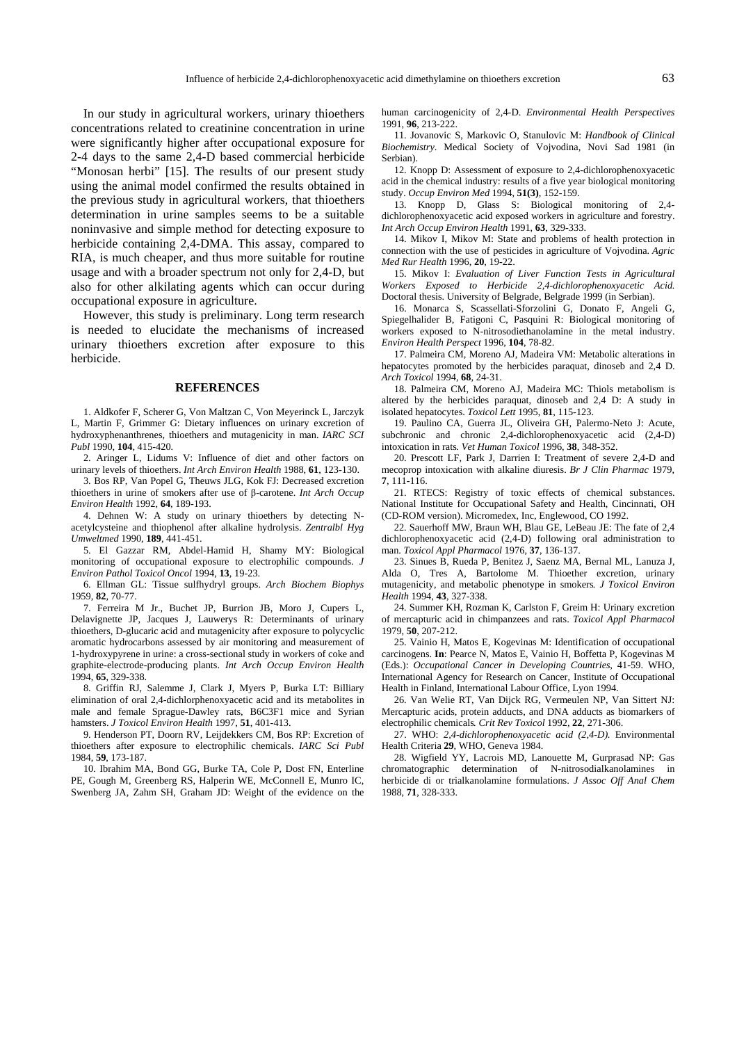In our study in agricultural workers, urinary thioethers concentrations related to creatinine concentration in urine were significantly higher after occupational exposure for 2-4 days to the same 2,4-D based commercial herbicide "Monosan herbi" [15]. The results of our present study using the animal model confirmed the results obtained in the previous study in agricultural workers, that thioethers determination in urine samples seems to be a suitable noninvasive and simple method for detecting exposure to herbicide containing 2,4-DMA. This assay, compared to RIA, is much cheaper, and thus more suitable for routine usage and with a broader spectrum not only for 2,4-D, but also for other alkilating agents which can occur during occupational exposure in agriculture.

However, this study is preliminary. Long term research is needed to elucidate the mechanisms of increased urinary thioethers excretion after exposure to this herbicide.

## REFERENCES

1. Aldkofer F, Scherer G, Von Maltzan C, Von Meyerinck L, Jarczyk L, Martin F, Grimmer G: Dietary influences on urinary excretion of hydroxyphenanthrenes, thioethers and mutagenicity in man. *IARC SCI Publ* 1990, **104**, 415-420.

2. Aringer L, Lidums V: Influence of diet and other factors on urinary levels of thioethers. *Int Arch Environ Health* 1988, **61**, 123-130.

3. Bos RP, Van Popel G, Theuws JLG, Kok FJ: Decreased excretion thioethers in urine of smokers after use of β-carotene. *Int Arch Occup Environ Health* 1992, **64**, 189-193.

4. Dehnen W: A study on urinary thioethers by detecting N-acetylcysteine and thiophenol after alkaline hydrolysis. *Zentralbl Hyg Umweltmed* 1990, **189**, 441-451.

5. El Gazzar RM, Abdel-Hamid H, Shamy MY: Biological monitoring of occupational exposure to electrophilic compounds. *J Environ Pathol Toxicol Oncol* 1994, **13**, 19-23.

6. Ellman GL: Tissue sulfhydryl groups. *Arch Biochem Biophys* 1959, **82**, 70-77.

7. Ferreira M Jr., Buchet JP, Burrion JB, Moro J, Cupers L, Delavignette JP, Jacques J, Lauwerys R: Determinants of urinary thioethers, D-glucaric acid and mutagenicity after exposure to polycyclic aromatic hydrocarbons assessed by air monitoring and measurement of 1-hydroxypyrene in urine: a cross-sectional study in workers of coke and graphite-electrode-producing plants. *Int Arch Occup Environ Health* 1994, **65**, 329-338.

8. Griffin RJ, Salemme J, Clark J, Myers P, Burka LT: Billiary elimination of oral 2,4-dichlorphenoxyacetic acid and its metabolites in male and female Sprague-Dawley rats, B6C3F1 mice and Syrian hamsters. *J Toxicol Environ Health* 1997, **51**, 401-413.

9. Henderson PT, Doorn RV, Leijdekkers CM, Bos RP: Excretion of thioethers after exposure to electrophilic chemicals. *IARC Sci Publ* 1984, **59**, 173-187.

10. Ibrahim MA, Bond GG, Burke TA, Cole P, Dost FN, Enterline PE, Gough M, Greenberg RS, Halperin WE, McConnell E, Munro IC, Swenberg JA, Zahm SH, Graham JD: Weight of the evidence on the human carcinogenicity of 2,4-D. *Environmental Health Perspectives* 1991, **96**, 213-222.

11. Jovanovic S, Markovic O, Stanulovic M: *Handbook of Clinical Biochemistry*. Medical Society of Vojvodina, Novi Sad 1981 (in Serbian).

12. Knopp D: Assessment of exposure to 2,4-dichlorophenoxyacetic acid in the chemical industry: results of a five year biological monitoring study. *Occup Environ Med* 1994, **51(3)**, 152-159.

13. Knopp D, Glass S: Biological monitoring of 2,4-dichlorophenoxyacetic acid exposed workers in agriculture and forestry. *Int Arch Occup Environ Health* 1991, **63**, 329-333.

14. Mikov I, Mikov M: State and problems of health protection in connection with the use of pesticides in agriculture of Vojvodina. *Agric Med Rur Health* 1996, **20**, 19-22.

15. Mikov I: *Evaluation of Liver Function Tests in Agricultural Workers Exposed to Herbicide 2,4-dichlorophenoxyacetic Acid.* Doctoral thesis. University of Belgrade, Belgrade 1999 (in Serbian).

16. Monarca S, Scassellati-Sforzolini G, Donato F, Angeli G, Spiegelhalider B, Fatigoni C, Pasquini R: Biological monitoring of workers exposed to N-nitrosodiethanolamine in the metal industry. *Environ Health Perspect* 1996, **104**, 78-82.

17. Palmeira CM, Moreno AJ, Madeira VM: Metabolic alterations in hepatocytes promoted by the herbicides paraquat, dinoseb and 2,4 D. *Arch Toxicol* 1994, **68**, 24-31.

18. Palmeira CM, Moreno AJ, Madeira MC: Thiols metabolism is altered by the herbicides paraquat, dinoseb and 2,4 D: A study in isolated hepatocytes. *Toxicol Lett* 1995, **81**, 115-123.

19. Paulino CA, Guerra JL, Oliveira GH, Palermo-Neto J: Acute, subchronic and chronic 2,4-dichlorophenoxyacetic acid (2,4-D) intoxication in rats. *Vet Human Toxicol* 1996, **38**, 348-352.

20. Prescott LF, Park J, Darrien I: Treatment of severe 2,4-D and mecoprop intoxication with alkaline diuresis. *Br J Clin Pharmac* 1979, **7**, 111-116.

21. RTECS: Registry of toxic effects of chemical substances. National Institute for Occupational Safety and Health, Cincinnati, OH (CD-ROM version). Micromedex, Inc, Englewood, CO 1992.

22. Sauerhoff MW, Braun WH, Blau GE, LeBeau JE: The fate of 2,4 dichlorophenoxyacetic acid (2,4-D) following oral administration to man. *Toxicol Appl Pharmacol* 1976, **37**, 136-137.

23. Sinues B, Rueda P, Benitez J, Saenz MA, Bernal ML, Lanuza J, Alda O, Tres A, Bartolome M. Thioether excretion, urinary mutagenicity, and metabolic phenotype in smokers. *J Toxicol Environ Health* 1994, **43**, 327-338.

24. Summer KH, Rozman K, Carlston F, Greim H: Urinary excretion of mercapturic acid in chimpanzees and rats. *Toxicol Appl Pharmacol* 1979, **50**, 207-212.

25. Vainio H, Matos E, Kogevinas M: Identification of occupational carcinogens. **In**: Pearce N, Matos E, Vainio H, Boffetta P, Kogevinas M (Eds.): *Occupational Cancer in Developing Countries*, 41-59. WHO, International Agency for Research on Cancer, Institute of Occupational Health in Finland, International Labour Office, Lyon 1994.

26. Van Welie RT, Van Dijck RG, Vermeulen NP, Van Sittert NJ: Mercapturic acids, protein adducts, and DNA adducts as biomarkers of electrophilic chemicals. *Crit Rev Toxicol* 1992, **22**, 271-306.

27. WHO: *2,4-dichlorophenoxyacetic acid (2,4-D).* Environmental Health Criteria **29**, WHO, Geneva 1984.

28. Wigfield YY, Lacrois MD, Lanouette M, Gurprasad NP: Gas chromatographic determination of N-nitrosodialkanolamines in herbicide di or trialkanolamine formulations. *J Assoc Off Anal Chem* 1988, **71**, 328-333.